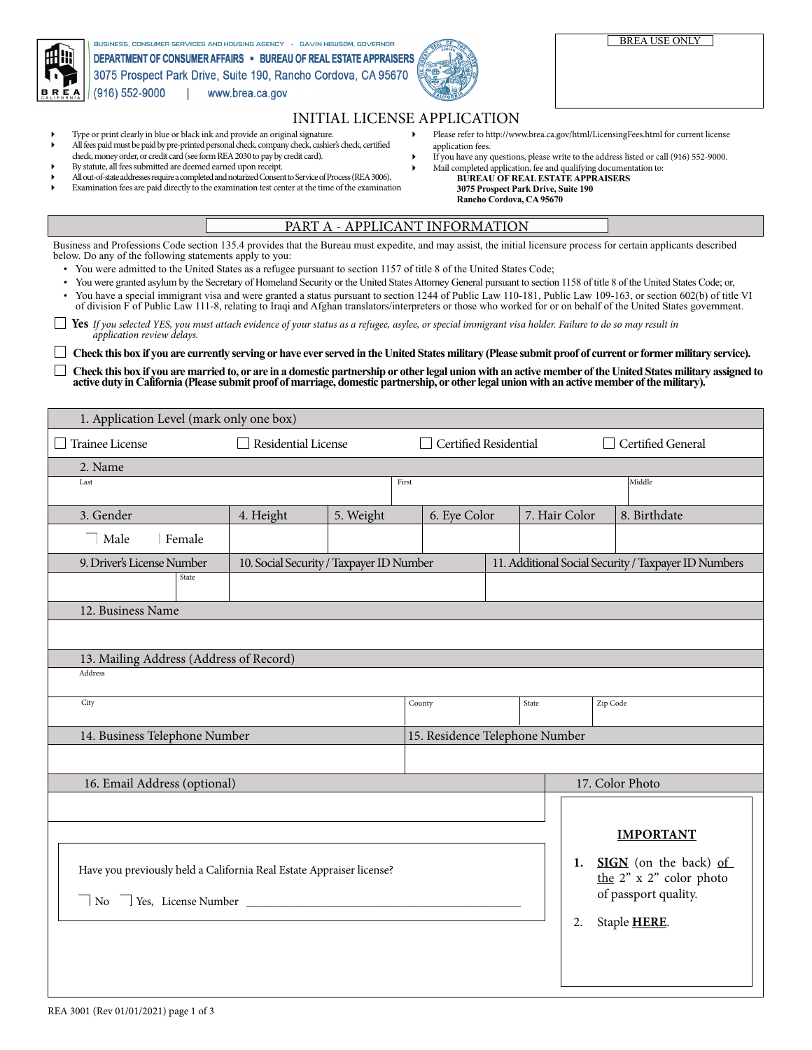BUSINESS, CONSUMER SERVICES AND HOUSING AGENCY • GAVIN NEWSOM, GOVERNOR
**DEPARTMENT OF CONSUMER AFFAIRS • BUREAU OF REAL ESTATE APPRAISERS**
3075 Prospect Park Drive, Suite 190, Rancho Cordova, CA 95670
(916) 552-9000 | www.brea.ca.gov

BREA USE ONLY

# INITIAL LICENSE APPLICATION

- Type or print clearly in blue or black ink and provide an original signature.
- All fees paid must be paid by pre-printed personal check, company check, cashier's check, certified check, money order, or credit card (see form REA 2030 to pay by credit card).
- By statute, all fees submitted are deemed earned upon receipt.
- All out-of-state addresses require a completed and notarized Consent to Service of Process (REA 3006).
- Examination fees are paid directly to the examination test center at the time of the examination
- Please refer to http://www.brea.ca.gov/html/LicensingFees.html for current license application fees.
- If you have any questions, please write to the address listed or call (916) 552-9000.
- Mail completed application, fee and qualifying documentation to:
  **BUREAU OF REAL ESTATE APPRAISERS**
  **3075 Prospect Park Drive, Suite 190**
  **Rancho Cordova, CA 95670**

## PART A - APPLICANT INFORMATION

Business and Professions Code section 135.4 provides that the Bureau must expedite, and may assist, the initial licensure process for certain applicants described below. Do any of the following statements apply to you:

- You were admitted to the United States as a refugee pursuant to section 1157 of title 8 of the United States Code;
- You were granted asylum by the Secretary of Homeland Security or the United States Attorney General pursuant to section 1158 of title 8 of the United States Code; or,
- You have a special immigrant visa and were granted a status pursuant to section 1244 of Public Law 110-181, Public Law 109-163, or section 602(b) of title VI of division F of Public Law 111-8, relating to Iraqi and Afghan translators/interpreters or those who worked for or on behalf of the United States government.

☐ **Yes** *If you selected YES, you must attach evidence of your status as a refugee, asylee, or special immigrant visa holder. Failure to do so may result in application review delays.*

☐ **Check this box if you are currently serving or have ever served in the United States military (Please submit proof of current or former military service).**

☐ **Check this box if you are married to, or are in a domestic partnership or other legal union with an active member of the United States military assigned to active duty in California (Please submit proof of marriage, domestic partnership, or other legal union with an active member of the military).**

**1. Application Level (mark only one box)**

☐ Trainee License ☐ Residential License ☐ Certified Residential ☐ Certified General

**2. Name**

| Last | First | Middle |
|---|---|---|
| | | |

| 3. Gender | 4. Height | 5. Weight | 6. Eye Color | 7. Hair Color | 8. Birthdate |
|---|---|---|---|---|---|
| ☐ Male ☐ Female | | | | | |

| 9. Driver's License Number | State | 10. Social Security / Taxpayer ID Number | 11. Additional Social Security / Taxpayer ID Numbers |
|---|---|---|---|
| | | | |

**12. Business Name**

**13. Mailing Address (Address of Record)**

Address

| City | County | State | Zip Code |
|---|---|---|---|
| | | | |

| 14. Business Telephone Number | 15. Residence Telephone Number |
|---|---|
| | |

**16. Email Address (optional)**

**17. Color Photo**

**IMPORTANT**

1. **SIGN** (on the back) of the 2" x 2" color photo of passport quality.
2. Staple **HERE**.

Have you previously held a California Real Estate Appraiser license?

☐ No ☐ Yes, License Number ______________________

REA 3001 (Rev 01/01/2021)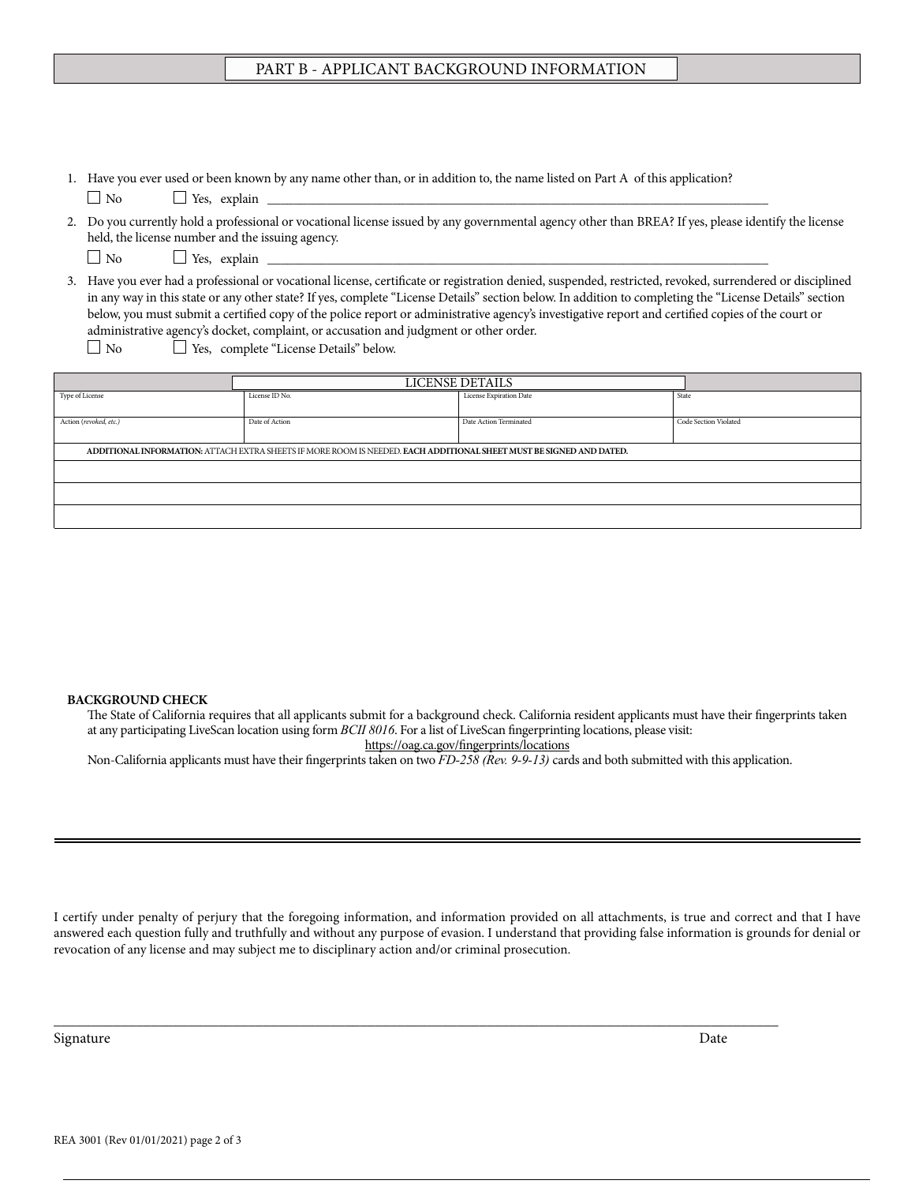## PART B - APPLICANT BACKGROUND INFORMATION

1. Have you ever used or been known by any name other than, or in addition to, the name listed on Part A of this application?

   ☐ No ☐ Yes, explain ______________________________

2. Do you currently hold a professional or vocational license issued by any governmental agency other than BREA? If yes, please identify the license held, the license number and the issuing agency.

   ☐ No ☐ Yes, explain ______________________________

3. Have you ever had a professional or vocational license, certificate or registration denied, suspended, restricted, revoked, surrendered or disciplined in any way in this state or any other state? If yes, complete "License Details" section below. In addition to completing the "License Details" section below, you must submit a certified copy of the police report or administrative agency's investigative report and certified copies of the court or administrative agency's docket, complaint, or accusation and judgment or other order.

   ☐ No ☐ Yes, complete "License Details" below.

### LICENSE DETAILS

| Type of License | License ID No. | License Expiration Date | State |
|---|---|---|---|
| | | | |
| Action (*revoked, etc.*) | Date of Action | Date Action Terminated | Code Section Violated |
| | | | |

**ADDITIONAL INFORMATION:** ATTACH EXTRA SHEETS IF MORE ROOM IS NEEDED. **EACH ADDITIONAL SHEET MUST BE SIGNED AND DATED.**

______________________________

______________________________

______________________________

**BACKGROUND CHECK**

The State of California requires that all applicants submit for a background check. California resident applicants must have their fingerprints taken at any participating LiveScan location using form *BCII 8016*. For a list of LiveScan fingerprinting locations, please visit:

https://oag.ca.gov/fingerprints/locations

Non-California applicants must have their fingerprints taken on two *FD-258 (Rev. 9-9-13)* cards and both submitted with this application.

I certify under penalty of perjury that the foregoing information, and information provided on all attachments, is true and correct and that I have answered each question fully and truthfully and without any purpose of evasion. I understand that providing false information is grounds for denial or revocation of any license and may subject me to disciplinary action and/or criminal prosecution.

______________________________

Signature Date

REA 3001 (Rev 01/01/2021)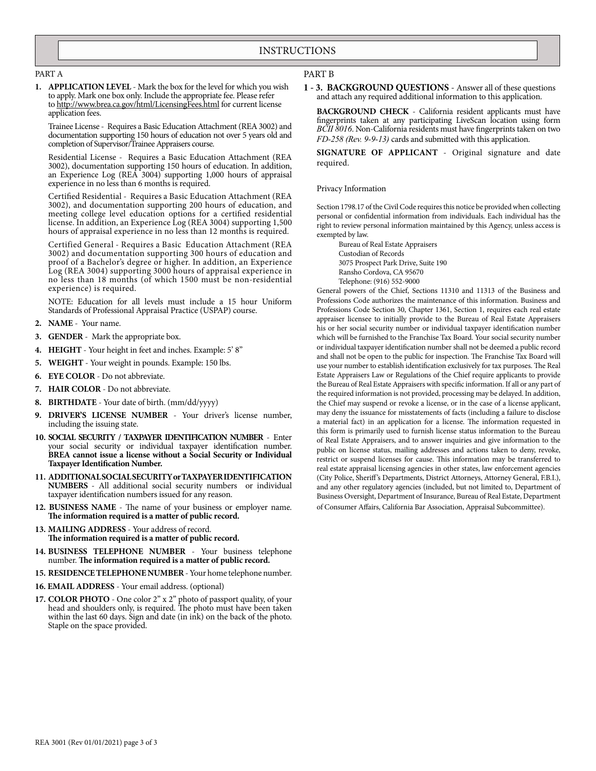# INSTRUCTIONS

## PART A

1. **APPLICATION LEVEL** - Mark the box for the level for which you wish to apply. Mark one box only. Include the appropriate fee. Please refer to http://www.brea.ca.gov/html/LicensingFees.html for current license application fees.

   Trainee License - Requires a Basic Education Attachment (REA 3002) and documentation supporting 150 hours of education not over 5 years old and completion of Supervisor/Trainee Appraisers course.

   Residential License - Requires a Basic Education Attachment (REA 3002), documentation supporting 150 hours of education. In addition, an Experience Log (REA 3004) supporting 1,000 hours of appraisal experience in no less than 6 months is required.

   Certified Residential - Requires a Basic Education Attachment (REA 3002), and documentation supporting 200 hours of education, and meeting college level education options for a certified residential license. In addition, an Experience Log (REA 3004) supporting 1,500 hours of appraisal experience in no less than 12 months is required.

   Certified General - Requires a Basic Education Attachment (REA 3002) and documentation supporting 300 hours of education and proof of a Bachelor's degree or higher. In addition, an Experience Log (REA 3004) supporting 3000 hours of appraisal experience in no less than 18 months (of which 1500 must be non-residential experience) is required.

   NOTE: Education for all levels must include a 15 hour Uniform Standards of Professional Appraisal Practice (USPAP) course.

2. **NAME** - Your name.
3. **GENDER** - Mark the appropriate box.
4. **HEIGHT** - Your height in feet and inches. Example: 5' 8"
5. **WEIGHT** - Your weight in pounds. Example: 150 lbs.
6. **EYE COLOR** - Do not abbreviate.
7. **HAIR COLOR** - Do not abbreviate.
8. **BIRTHDATE** - Your date of birth. (mm/dd/yyyy)
9. **DRIVER'S LICENSE NUMBER** - Your driver's license number, including the issuing state.
10. **SOCIAL SECURITY / TAXPAYER IDENTIFICATION NUMBER** - Enter your social security or individual taxpayer identification number. **BREA cannot issue a license without a Social Security or Individual Taxpayer Identification Number.**
11. **ADDITIONAL SOCIAL SECURITY or TAXPAYER IDENTIFICATION NUMBERS** - All additional social security numbers or individual taxpayer identification numbers issued for any reason.
12. **BUSINESS NAME** - The name of your business or employer name. **The information required is a matter of public record.**
13. **MAILING ADDRESS** - Your address of record. **The information required is a matter of public record.**
14. **BUSINESS TELEPHONE NUMBER** - Your business telephone number. **The information required is a matter of public record.**
15. **RESIDENCE TELEPHONE NUMBER** - Your home telephone number.
16. **EMAIL ADDRESS** - Your email address. (optional)
17. **COLOR PHOTO** - One color 2" x 2" photo of passport quality, of your head and shoulders only, is required. The photo must have been taken within the last 60 days. Sign and date (in ink) on the back of the photo. Staple on the space provided.

## PART B

**1 - 3. BACKGROUND QUESTIONS** - Answer all of these questions and attach any required additional information to this application.

**BACKGROUND CHECK** - California resident applicants must have fingerprints taken at any participating LiveScan location using form *BCII 8016*. Non-California residents must have fingerprints taken on two *FD-258 (Rev. 9-9-13)* cards and submitted with this application.

**SIGNATURE OF APPLICANT** - Original signature and date required.

Privacy Information

Section 1798.17 of the Civil Code requires this notice be provided when collecting personal or confidential information from individuals. Each individual has the right to review personal information maintained by this Agency, unless access is exempted by law.

Bureau of Real Estate Appraisers
Custodian of Records
3075 Prospect Park Drive, Suite 190
Rancho Cordova, CA 95670
Telephone: (916) 552-9000

General powers of the Chief, Sections 11310 and 11313 of the Business and Professions Code authorizes the maintenance of this information. Business and Professions Code Section 30, Chapter 1361, Section 1, requires each real estate appraiser licensee to initially provide to the Bureau of Real Estate Appraisers his or her social security number or individual taxpayer identification number which will be furnished to the Franchise Tax Board. Your social security number or individual taxpayer identification number shall not be deemed a public record and shall not be open to the public for inspection. The Franchise Tax Board will use your number to establish identification exclusively for tax purposes. The Real Estate Appraisers Law or Regulations of the Chief require applicants to provide the Bureau of Real Estate Appraisers with specific information. If all or any part of the required information is not provided, processing may be delayed. In addition, the Chief may suspend or revoke a license, or in the case of a license applicant, may deny the issuance for misstatements of facts (including a failure to disclose a material fact) in an application for a license. The information requested in this form is primarily used to furnish license status information to the Bureau of Real Estate Appraisers, and to answer inquiries and give information to the public on license status, mailing addresses and actions taken to deny, revoke, restrict or suspend licenses for cause. This information may be transferred to real estate appraisal licensing agencies in other states, law enforcement agencies (City Police, Sheriff's Departments, District Attorneys, Attorney General, F.B.I.), and any other regulatory agencies (included, but not limited to, Department of Business Oversight, Department of Insurance, Bureau of Real Estate, Department of Consumer Affairs, California Bar Association, Appraisal Subcommittee).

REA 3001 (Rev 01/01/2021)